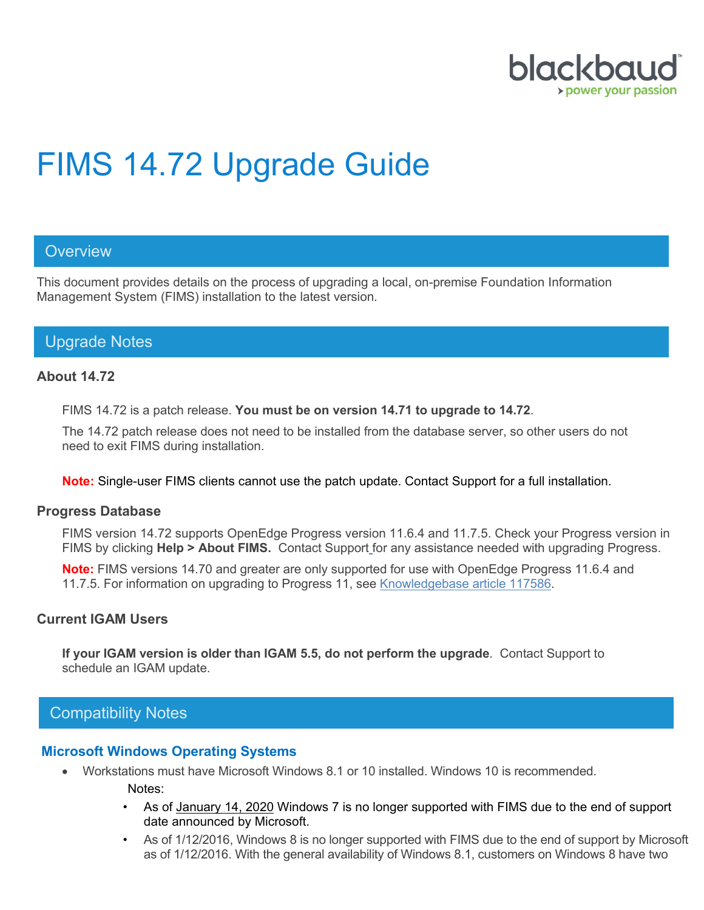# FIMS 14.72 Upgrade Guide

## Overview

This document provides details on the process of upgrading a local, on-premise Foundation Information Management System (FIMS) installation to the latest version.

## Upgrade Notes

### About 14.72

FIMS 14.72 is a patch release. **You must be on version 14.71 to upgrade to 14.72**.

The 14.72 patch release does not need to be installed from the database server, so other users do not need to exit FIMS during installation.

**Note:** Single-user FIMS clients cannot use the patch update. Contact Support for a full installation.

### Progress Database

FIMS version 14.72 supports OpenEdge Progress version 11.6.4 and 11.7.5. Check your Progress version in FIMS by clicking **Help > About FIMS.** Contact Support for any assistance needed with upgrading Progress.

**Note:** FIMS versions 14.70 and greater are only supported for use with OpenEdge Progress 11.6.4 and 11.7.5. For information on upgrading to Progress 11, see Knowledgebase article 117586.

### Current IGAM Users

**If your IGAM version is older than IGAM 5.5, do not perform the upgrade**. Contact Support to schedule an IGAM update.

## Compatibility Notes

### Microsoft Windows Operating Systems

- Workstations must have Microsoft Windows 8.1 or 10 installed. Windows 10 is recommended.

  Notes:

  - As of January 14, 2020 Windows 7 is no longer supported with FIMS due to the end of support date announced by Microsoft.
  - As of 1/12/2016, Windows 8 is no longer supported with FIMS due to the end of support by Microsoft as of 1/12/2016. With the general availability of Windows 8.1, customers on Windows 8 have two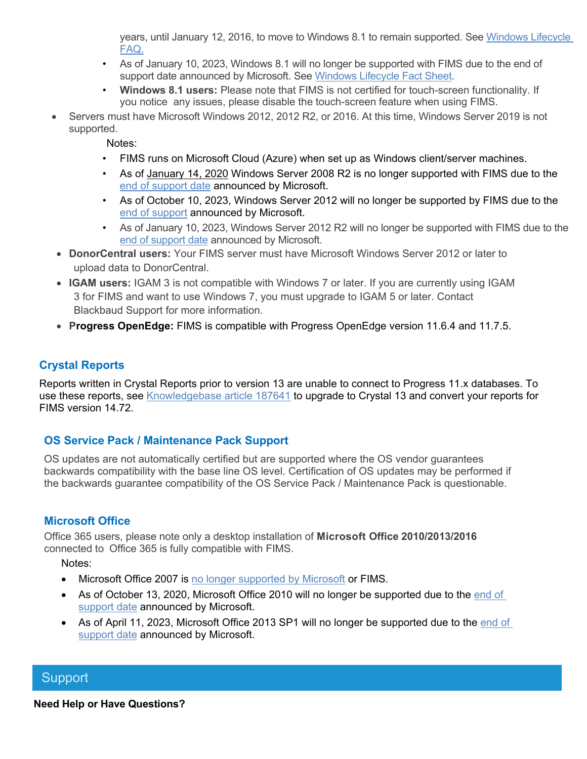years, until January 12, 2016, to move to Windows 8.1 to remain supported. See [Windows Lifecycle FAQ.]

- As of January 10, 2023, Windows 8.1 will no longer be supported with FIMS due to the end of support date announced by Microsoft. See [Windows Lifecycle Fact Sheet].
- **Windows 8.1 users:** Please note that FIMS is not certified for touch-screen functionality. If you notice any issues, please disable the touch-screen feature when using FIMS.

- Servers must have Microsoft Windows 2012, 2012 R2, or 2016. At this time, Windows Server 2019 is not supported.

  Notes:

  - FIMS runs on Microsoft Cloud (Azure) when set up as Windows client/server machines.
  - As of January 14, 2020 Windows Server 2008 R2 is no longer supported with FIMS due to the end of support date announced by Microsoft.
  - As of October 10, 2023, Windows Server 2012 will no longer be supported by FIMS due to the end of support announced by Microsoft.
  - As of January 10, 2023, Windows Server 2012 R2 will no longer be supported with FIMS due to the end of support date announced by Microsoft.

- **DonorCentral users:** Your FIMS server must have Microsoft Windows Server 2012 or later to upload data to DonorCentral.
- **IGAM users:** IGAM 3 is not compatible with Windows 7 or later. If you are currently using IGAM 3 for FIMS and want to use Windows 7, you must upgrade to IGAM 5 or later. Contact Blackbaud Support for more information.
- **Progress OpenEdge:** FIMS is compatible with Progress OpenEdge version 11.6.4 and 11.7.5.

## Crystal Reports

Reports written in Crystal Reports prior to version 13 are unable to connect to Progress 11.x databases. To use these reports, see Knowledgebase article 187641 to upgrade to Crystal 13 and convert your reports for FIMS version 14.72.

## OS Service Pack / Maintenance Pack Support

OS updates are not automatically certified but are supported where the OS vendor guarantees backwards compatibility with the base line OS level. Certification of OS updates may be performed if the backwards guarantee compatibility of the OS Service Pack / Maintenance Pack is questionable.

## Microsoft Office

Office 365 users, please note only a desktop installation of **Microsoft Office 2010/2013/2016** connected to Office 365 is fully compatible with FIMS.

Notes:

- Microsoft Office 2007 is no longer supported by Microsoft or FIMS.
- As of October 13, 2020, Microsoft Office 2010 will no longer be supported due to the end of support date announced by Microsoft.
- As of April 11, 2023, Microsoft Office 2013 SP1 will no longer be supported due to the end of support date announced by Microsoft.

# Support

**Need Help or Have Questions?**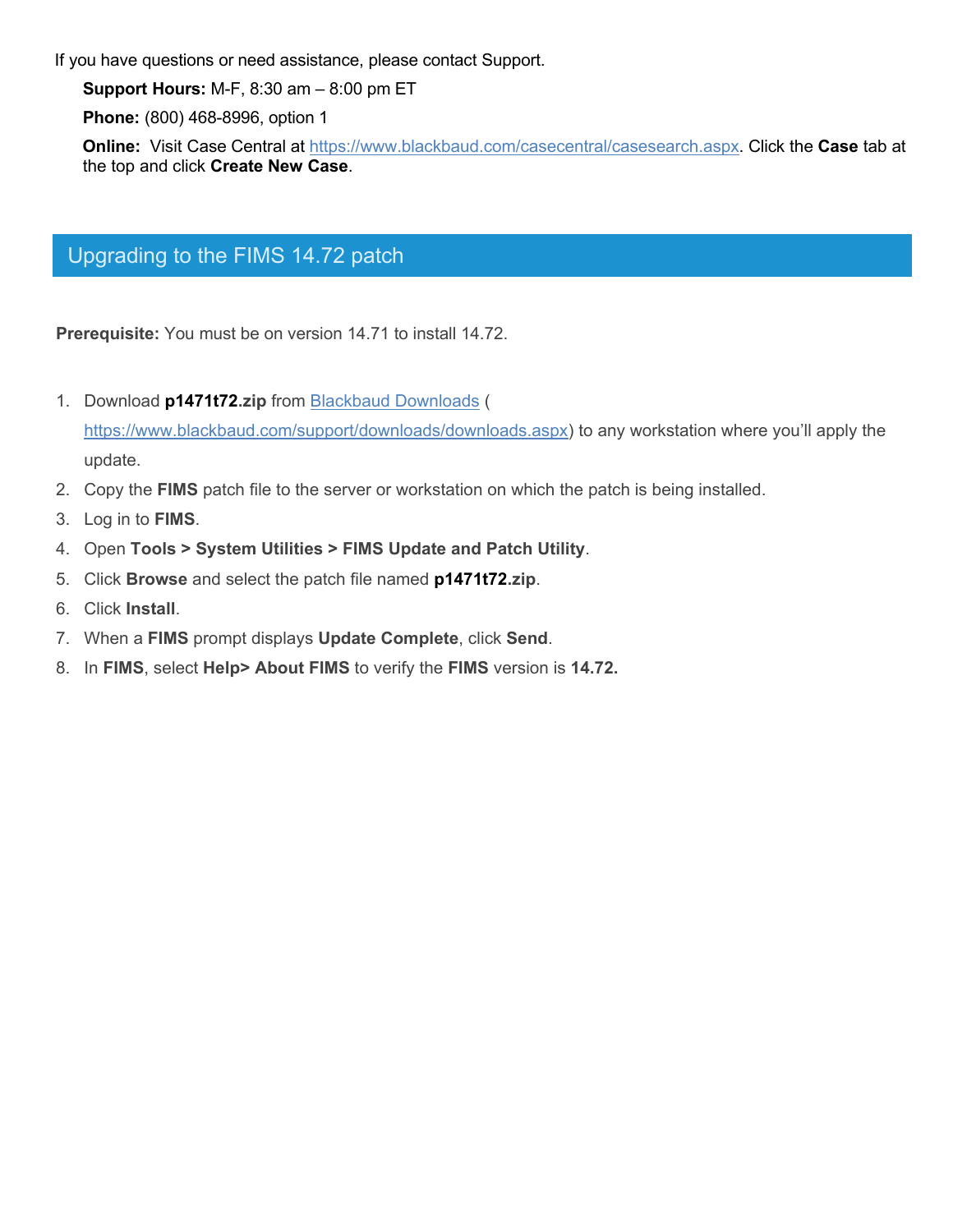If you have questions or need assistance, please contact Support.

**Support Hours:** M-F, 8:30 am – 8:00 pm ET

**Phone:** (800) 468-8996, option 1

**Online:** Visit Case Central at https://www.blackbaud.com/casecentral/casesearch.aspx. Click the **Case** tab at the top and click **Create New Case**.

## Upgrading to the FIMS 14.72 patch

**Prerequisite:** You must be on version 14.71 to install 14.72.

1. Download **p1471t72.zip** from Blackbaud Downloads (https://www.blackbaud.com/support/downloads/downloads.aspx) to any workstation where you'll apply the update.
2. Copy the **FIMS** patch file to the server or workstation on which the patch is being installed.
3. Log in to **FIMS**.
4. Open **Tools > System Utilities > FIMS Update and Patch Utility**.
5. Click **Browse** and select the patch file named **p1471t72.zip**.
6. Click **Install**.
7. When a **FIMS** prompt displays **Update Complete**, click **Send**.
8. In **FIMS**, select **Help> About FIMS** to verify the **FIMS** version is **14.72.**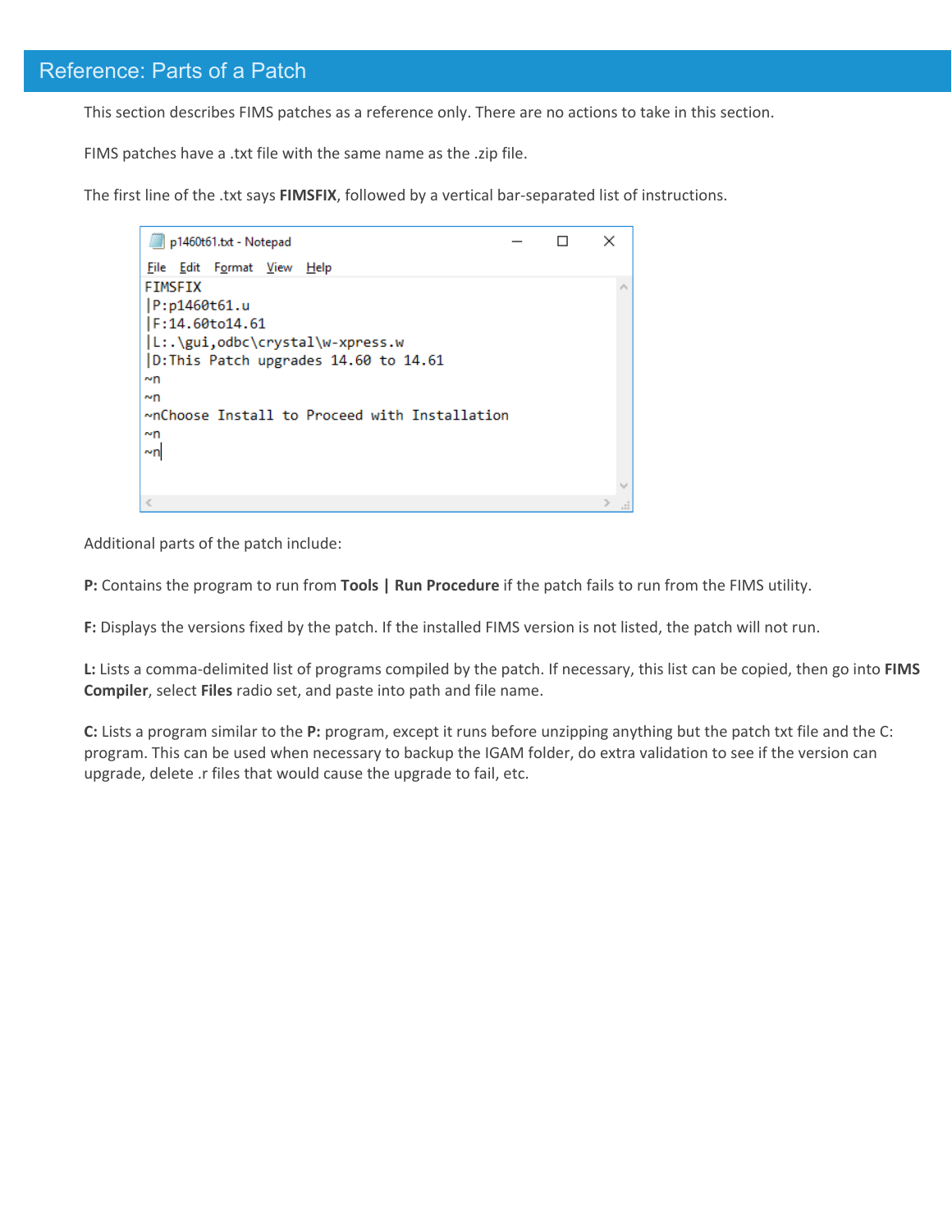## Reference: Parts of a Patch

This section describes FIMS patches as a reference only. There are no actions to take in this section.

FIMS patches have a .txt file with the same name as the .zip file.

The first line of the .txt says **FIMSFIX**, followed by a vertical bar-separated list of instructions.

```
FIMSFIX
|P:p1460t61.u
|F:14.60to14.61
|L:.\gui,odbc\crystal\w-xpress.w
|D:This Patch upgrades 14.60 to 14.61
~n
~n
~nChoose Install to Proceed with Installation
~n
~n
```

Additional parts of the patch include:

**P:** Contains the program to run from **Tools | Run Procedure** if the patch fails to run from the FIMS utility.

**F:** Displays the versions fixed by the patch. If the installed FIMS version is not listed, the patch will not run.

**L:** Lists a comma-delimited list of programs compiled by the patch. If necessary, this list can be copied, then go into **FIMS Compiler**, select **Files** radio set, and paste into path and file name.

**C:** Lists a program similar to the **P:** program, except it runs before unzipping anything but the patch txt file and the C: program. This can be used when necessary to backup the IGAM folder, do extra validation to see if the version can upgrade, delete .r files that would cause the upgrade to fail, etc.